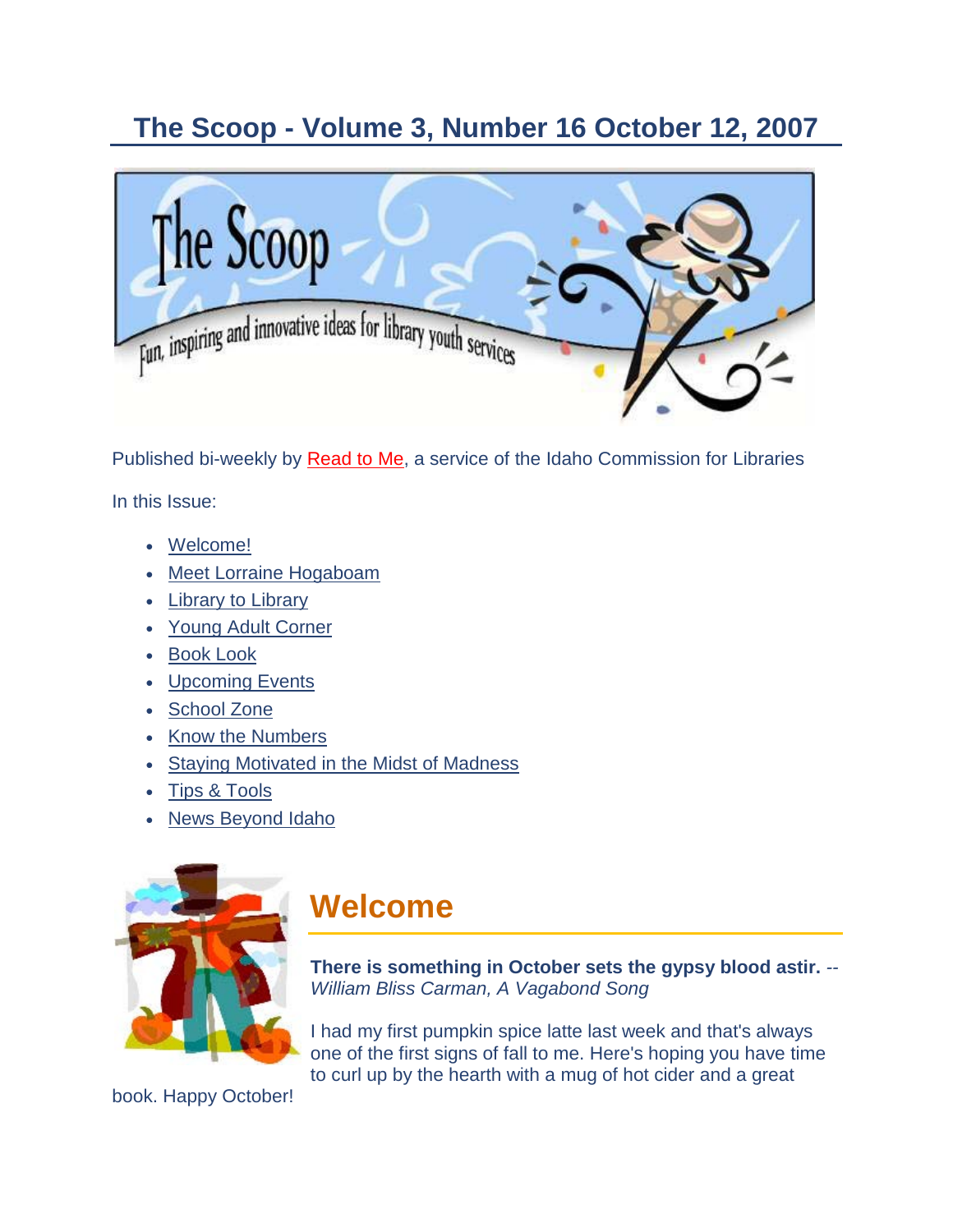# The Scoop - Volume 3, Number 16 October 12, 2007

Published bi-weekly by Read to Me, a service of the Idaho Commission for Libraries

In this Issue:

- Welcome!
- Meet Lorraine Hogaboam
- Library to Library
- Young Adult Corner
- Book Look
- Upcoming Events
- School Zone
- Know the Numbers
- Staying Motivated in the Midst of Madness
- Tips & Tools
- News Beyond Idaho

## Welcome

**There is something in October sets the gypsy blood astir.** -- *William Bliss Carman, A Vagabond Song*

I had my first pumpkin spice latte last week and that's always one of the first signs of fall to me. Here's hoping you have time to curl up by the hearth with a mug of hot cider and a great book. Happy October!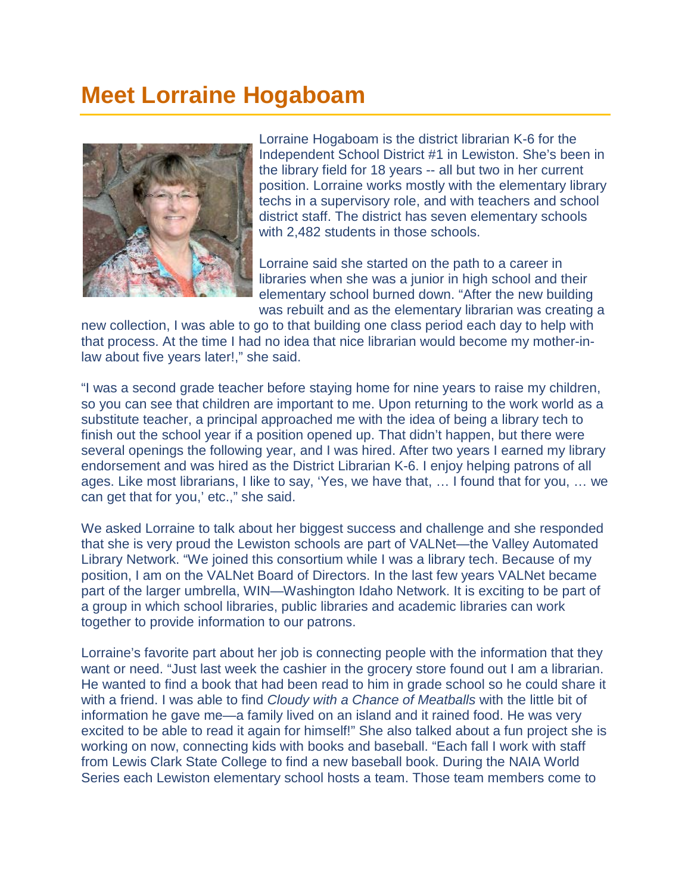# Meet Lorraine Hogaboam

Lorraine Hogaboam is the district librarian K-6 for the Independent School District #1 in Lewiston. She's been in the library field for 18 years -- all but two in her current position. Lorraine works mostly with the elementary library techs in a supervisory role, and with teachers and school district staff. The district has seven elementary schools with 2,482 students in those schools.

Lorraine said she started on the path to a career in libraries when she was a junior in high school and their elementary school burned down. "After the new building was rebuilt and as the elementary librarian was creating a new collection, I was able to go to that building one class period each day to help with that process. At the time I had no idea that nice librarian would become my mother-in-law about five years later!," she said.

"I was a second grade teacher before staying home for nine years to raise my children, so you can see that children are important to me. Upon returning to the work world as a substitute teacher, a principal approached me with the idea of being a library tech to finish out the school year if a position opened up. That didn't happen, but there were several openings the following year, and I was hired. After two years I earned my library endorsement and was hired as the District Librarian K-6. I enjoy helping patrons of all ages. Like most librarians, I like to say, 'Yes, we have that, … I found that for you, … we can get that for you,' etc.," she said.

We asked Lorraine to talk about her biggest success and challenge and she responded that she is very proud the Lewiston schools are part of VALNet—the Valley Automated Library Network. "We joined this consortium while I was a library tech. Because of my position, I am on the VALNet Board of Directors. In the last few years VALNet became part of the larger umbrella, WIN—Washington Idaho Network. It is exciting to be part of a group in which school libraries, public libraries and academic libraries can work together to provide information to our patrons.

Lorraine's favorite part about her job is connecting people with the information that they want or need. "Just last week the cashier in the grocery store found out I am a librarian. He wanted to find a book that had been read to him in grade school so he could share it with a friend. I was able to find *Cloudy with a Chance of Meatballs* with the little bit of information he gave me—a family lived on an island and it rained food. He was very excited to be able to read it again for himself!" She also talked about a fun project she is working on now, connecting kids with books and baseball. "Each fall I work with staff from Lewis Clark State College to find a new baseball book. During the NAIA World Series each Lewiston elementary school hosts a team. Those team members come to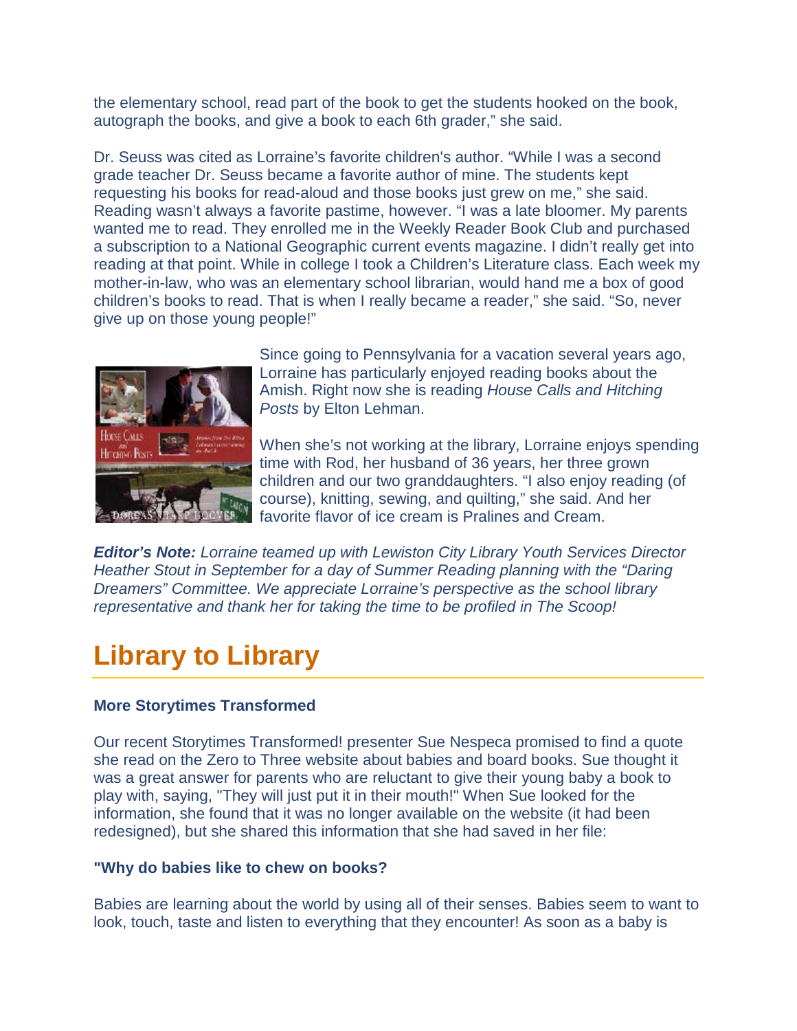the elementary school, read part of the book to get the students hooked on the book, autograph the books, and give a book to each 6th grader," she said.

Dr. Seuss was cited as Lorraine's favorite children's author. "While I was a second grade teacher Dr. Seuss became a favorite author of mine. The students kept requesting his books for read-aloud and those books just grew on me," she said. Reading wasn't always a favorite pastime, however. "I was a late bloomer. My parents wanted me to read. They enrolled me in the Weekly Reader Book Club and purchased a subscription to a National Geographic current events magazine. I didn't really get into reading at that point. While in college I took a Children's Literature class. Each week my mother-in-law, who was an elementary school librarian, would hand me a box of good children's books to read. That is when I really became a reader," she said. "So, never give up on those young people!"

Since going to Pennsylvania for a vacation several years ago, Lorraine has particularly enjoyed reading books about the Amish. Right now she is reading *House Calls and Hitching Posts* by Elton Lehman.

When she's not working at the library, Lorraine enjoys spending time with Rod, her husband of 36 years, her three grown children and our two granddaughters. "I also enjoy reading (of course), knitting, sewing, and quilting," she said. And her favorite flavor of ice cream is Pralines and Cream.

***Editor's Note:*** *Lorraine teamed up with Lewiston City Library Youth Services Director Heather Stout in September for a day of Summer Reading planning with the "Daring Dreamers" Committee. We appreciate Lorraine's perspective as the school library representative and thank her for taking the time to be profiled in The Scoop!*

# Library to Library

**More Storytimes Transformed**

Our recent Storytimes Transformed! presenter Sue Nespeca promised to find a quote she read on the Zero to Three website about babies and board books. Sue thought it was a great answer for parents who are reluctant to give their young baby a book to play with, saying, "They will just put it in their mouth!" When Sue looked for the information, she found that it was no longer available on the website (it had been redesigned), but she shared this information that she had saved in her file:

**"Why do babies like to chew on books?**

Babies are learning about the world by using all of their senses. Babies seem to want to look, touch, taste and listen to everything that they encounter! As soon as a baby is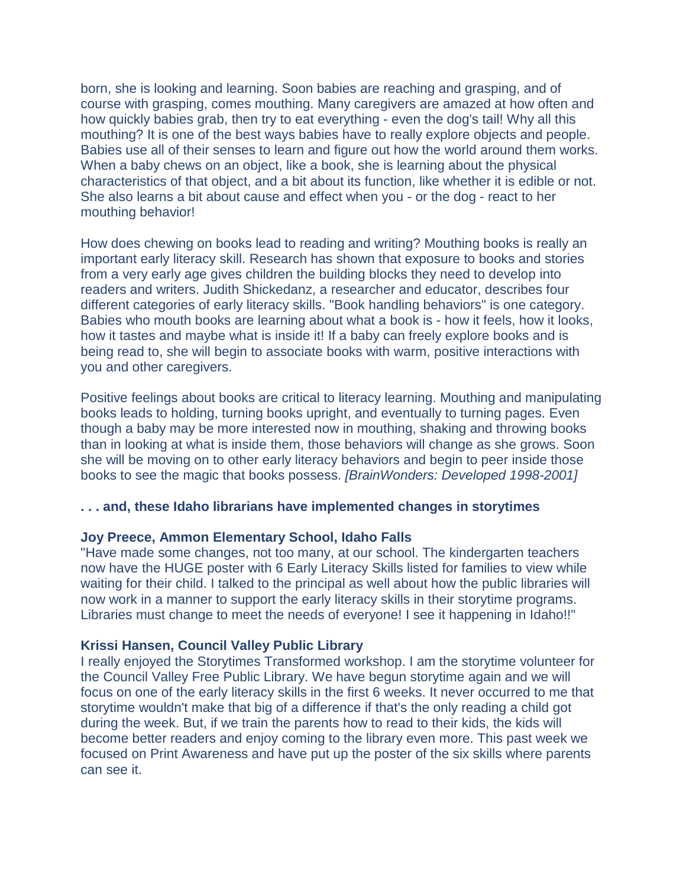born, she is looking and learning. Soon babies are reaching and grasping, and of course with grasping, comes mouthing. Many caregivers are amazed at how often and how quickly babies grab, then try to eat everything - even the dog's tail! Why all this mouthing? It is one of the best ways babies have to really explore objects and people. Babies use all of their senses to learn and figure out how the world around them works. When a baby chews on an object, like a book, she is learning about the physical characteristics of that object, and a bit about its function, like whether it is edible or not. She also learns a bit about cause and effect when you - or the dog - react to her mouthing behavior!

How does chewing on books lead to reading and writing? Mouthing books is really an important early literacy skill. Research has shown that exposure to books and stories from a very early age gives children the building blocks they need to develop into readers and writers. Judith Shickedanz, a researcher and educator, describes four different categories of early literacy skills. "Book handling behaviors" is one category. Babies who mouth books are learning about what a book is - how it feels, how it looks, how it tastes and maybe what is inside it! If a baby can freely explore books and is being read to, she will begin to associate books with warm, positive interactions with you and other caregivers.

Positive feelings about books are critical to literacy learning. Mouthing and manipulating books leads to holding, turning books upright, and eventually to turning pages. Even though a baby may be more interested now in mouthing, shaking and throwing books than in looking at what is inside them, those behaviors will change as she grows. Soon she will be moving on to other early literacy behaviors and begin to peer inside those books to see the magic that books possess. *[BrainWonders: Developed 1998-2001]*

**. . . and, these Idaho librarians have implemented changes in storytimes**

**Joy Preece, Ammon Elementary School, Idaho Falls**
"Have made some changes, not too many, at our school. The kindergarten teachers now have the HUGE poster with 6 Early Literacy Skills listed for families to view while waiting for their child. I talked to the principal as well about how the public libraries will now work in a manner to support the early literacy skills in their storytime programs. Libraries must change to meet the needs of everyone! I see it happening in Idaho!!"

**Krissi Hansen, Council Valley Public Library**
I really enjoyed the Storytimes Transformed workshop. I am the storytime volunteer for the Council Valley Free Public Library. We have begun storytime again and we will focus on one of the early literacy skills in the first 6 weeks. It never occurred to me that storytime wouldn't make that big of a difference if that's the only reading a child got during the week. But, if we train the parents how to read to their kids, the kids will become better readers and enjoy coming to the library even more. This past week we focused on Print Awareness and have put up the poster of the six skills where parents can see it.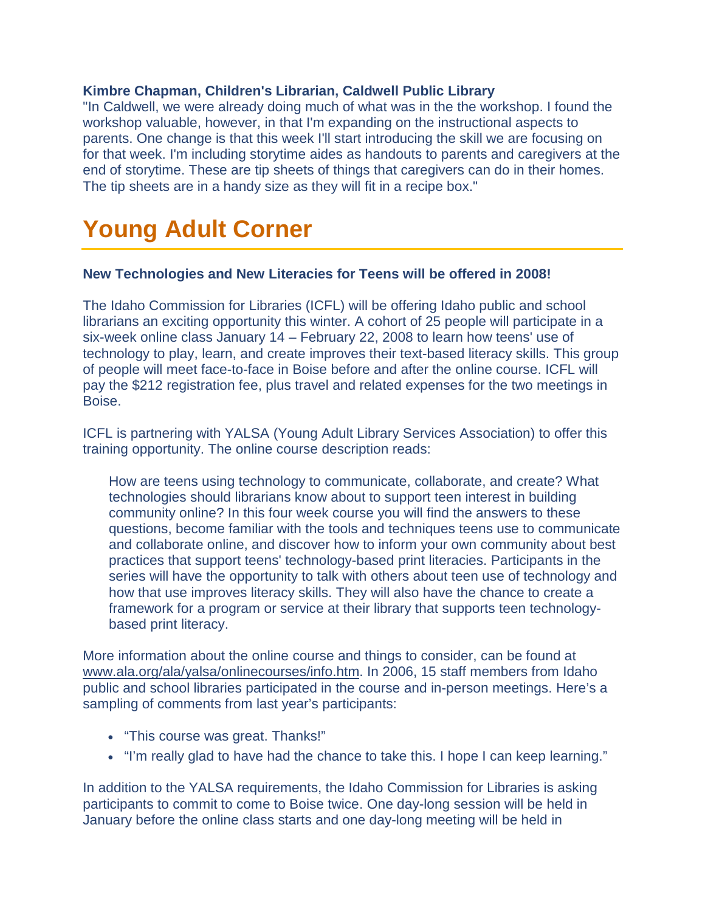**Kimbre Chapman, Children's Librarian, Caldwell Public Library**
"In Caldwell, we were already doing much of what was in the the workshop. I found the workshop valuable, however, in that I'm expanding on the instructional aspects to parents. One change is that this week I'll start introducing the skill we are focusing on for that week. I'm including storytime aides as handouts to parents and caregivers at the end of storytime. These are tip sheets of things that caregivers can do in their homes. The tip sheets are in a handy size as they will fit in a recipe box."

# Young Adult Corner

**New Technologies and New Literacies for Teens will be offered in 2008!**

The Idaho Commission for Libraries (ICFL) will be offering Idaho public and school librarians an exciting opportunity this winter. A cohort of 25 people will participate in a six-week online class January 14 – February 22, 2008 to learn how teens' use of technology to play, learn, and create improves their text-based literacy skills. This group of people will meet face-to-face in Boise before and after the online course. ICFL will pay the $212 registration fee, plus travel and related expenses for the two meetings in Boise.

ICFL is partnering with YALSA (Young Adult Library Services Association) to offer this training opportunity. The online course description reads:

> How are teens using technology to communicate, collaborate, and create? What technologies should librarians know about to support teen interest in building community online? In this four week course you will find the answers to these questions, become familiar with the tools and techniques teens use to communicate and collaborate online, and discover how to inform your own community about best practices that support teens' technology-based print literacies. Participants in the series will have the opportunity to talk with others about teen use of technology and how that use improves literacy skills. They will also have the chance to create a framework for a program or service at their library that supports teen technology-based print literacy.

More information about the online course and things to consider, can be found at www.ala.org/ala/yalsa/onlinecourses/info.htm. In 2006, 15 staff members from Idaho public and school libraries participated in the course and in-person meetings. Here's a sampling of comments from last year's participants:

- "This course was great. Thanks!"
- "I'm really glad to have had the chance to take this. I hope I can keep learning."

In addition to the YALSA requirements, the Idaho Commission for Libraries is asking participants to commit to come to Boise twice. One day-long session will be held in January before the online class starts and one day-long meeting will be held in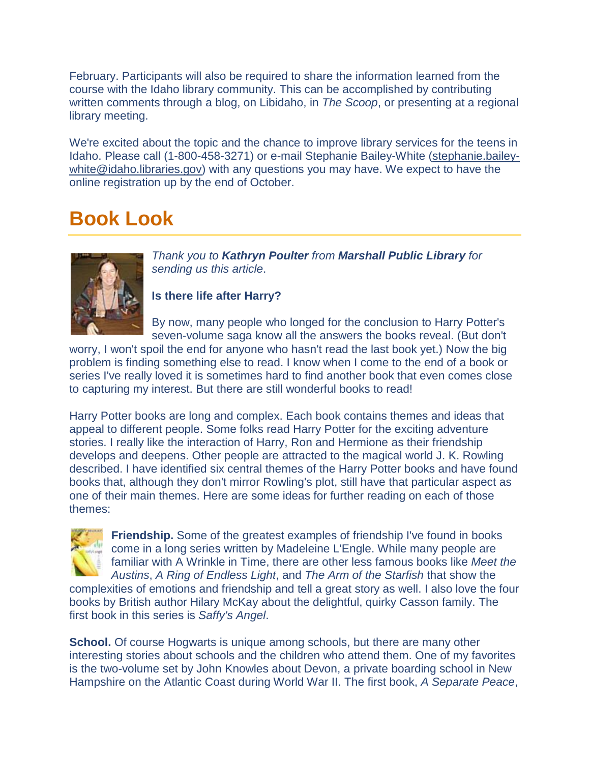February. Participants will also be required to share the information learned from the course with the Idaho library community. This can be accomplished by contributing written comments through a blog, on Libidaho, in *The Scoop*, or presenting at a regional library meeting.

We're excited about the topic and the chance to improve library services for the teens in Idaho. Please call (1-800-458-3271) or e-mail Stephanie Bailey-White (stephanie.bailey-white@idaho.libraries.gov) with any questions you may have. We expect to have the online registration up by the end of October.

## Book Look

*Thank you to **Kathryn Poulter** from **Marshall Public Library** for sending us this article*.

**Is there life after Harry?**

By now, many people who longed for the conclusion to Harry Potter's seven-volume saga know all the answers the books reveal. (But don't worry, I won't spoil the end for anyone who hasn't read the last book yet.) Now the big problem is finding something else to read. I know when I come to the end of a book or series I've really loved it is sometimes hard to find another book that even comes close to capturing my interest. But there are still wonderful books to read!

Harry Potter books are long and complex. Each book contains themes and ideas that appeal to different people. Some folks read Harry Potter for the exciting adventure stories. I really like the interaction of Harry, Ron and Hermione as their friendship develops and deepens. Other people are attracted to the magical world J. K. Rowling described. I have identified six central themes of the Harry Potter books and have found books that, although they don't mirror Rowling's plot, still have that particular aspect as one of their main themes. Here are some ideas for further reading on each of those themes:

**Friendship.** Some of the greatest examples of friendship I've found in books come in a long series written by Madeleine L'Engle. While many people are familiar with A Wrinkle in Time, there are other less famous books like *Meet the Austins*, *A Ring of Endless Light*, and *The Arm of the Starfish* that show the complexities of emotions and friendship and tell a great story as well. I also love the four books by British author Hilary McKay about the delightful, quirky Casson family. The first book in this series is *Saffy's Angel*.

**School.** Of course Hogwarts is unique among schools, but there are many other interesting stories about schools and the children who attend them. One of my favorites is the two-volume set by John Knowles about Devon, a private boarding school in New Hampshire on the Atlantic Coast during World War II. The first book, *A Separate Peace*,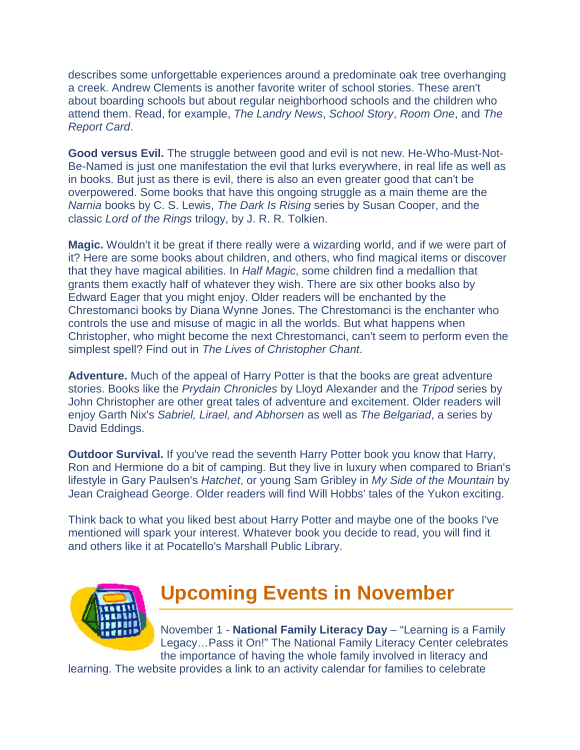describes some unforgettable experiences around a predominate oak tree overhanging a creek. Andrew Clements is another favorite writer of school stories. These aren't about boarding schools but about regular neighborhood schools and the children who attend them. Read, for example, *The Landry News*, *School Story*, *Room One*, and *The Report Card*.

**Good versus Evil.** The struggle between good and evil is not new. He-Who-Must-Not-Be-Named is just one manifestation the evil that lurks everywhere, in real life as well as in books. But just as there is evil, there is also an even greater good that can't be overpowered. Some books that have this ongoing struggle as a main theme are the *Narnia* books by C. S. Lewis, *The Dark Is Rising* series by Susan Cooper, and the classic *Lord of the Rings* trilogy, by J. R. R. Tolkien.

**Magic.** Wouldn't it be great if there really were a wizarding world, and if we were part of it? Here are some books about children, and others, who find magical items or discover that they have magical abilities. In *Half Magic*, some children find a medallion that grants them exactly half of whatever they wish. There are six other books also by Edward Eager that you might enjoy. Older readers will be enchanted by the Chrestomanci books by Diana Wynne Jones. The Chrestomanci is the enchanter who controls the use and misuse of magic in all the worlds. But what happens when Christopher, who might become the next Chrestomanci, can't seem to perform even the simplest spell? Find out in *The Lives of Christopher Chant*.

**Adventure.** Much of the appeal of Harry Potter is that the books are great adventure stories. Books like the *Prydain Chronicles* by Lloyd Alexander and the *Tripod* series by John Christopher are other great tales of adventure and excitement. Older readers will enjoy Garth Nix's *Sabriel, Lirael, and Abhorsen* as well as *The Belgariad*, a series by David Eddings.

**Outdoor Survival.** If you've read the seventh Harry Potter book you know that Harry, Ron and Hermione do a bit of camping. But they live in luxury when compared to Brian's lifestyle in Gary Paulsen's *Hatchet*, or young Sam Gribley in *My Side of the Mountain* by Jean Craighead George. Older readers will find Will Hobbs' tales of the Yukon exciting.

Think back to what you liked best about Harry Potter and maybe one of the books I've mentioned will spark your interest. Whatever book you decide to read, you will find it and others like it at Pocatello's Marshall Public Library.

## Upcoming Events in November

November 1 - **National Family Literacy Day** – "Learning is a Family Legacy…Pass it On!" The National Family Literacy Center celebrates the importance of having the whole family involved in literacy and learning. The website provides a link to an activity calendar for families to celebrate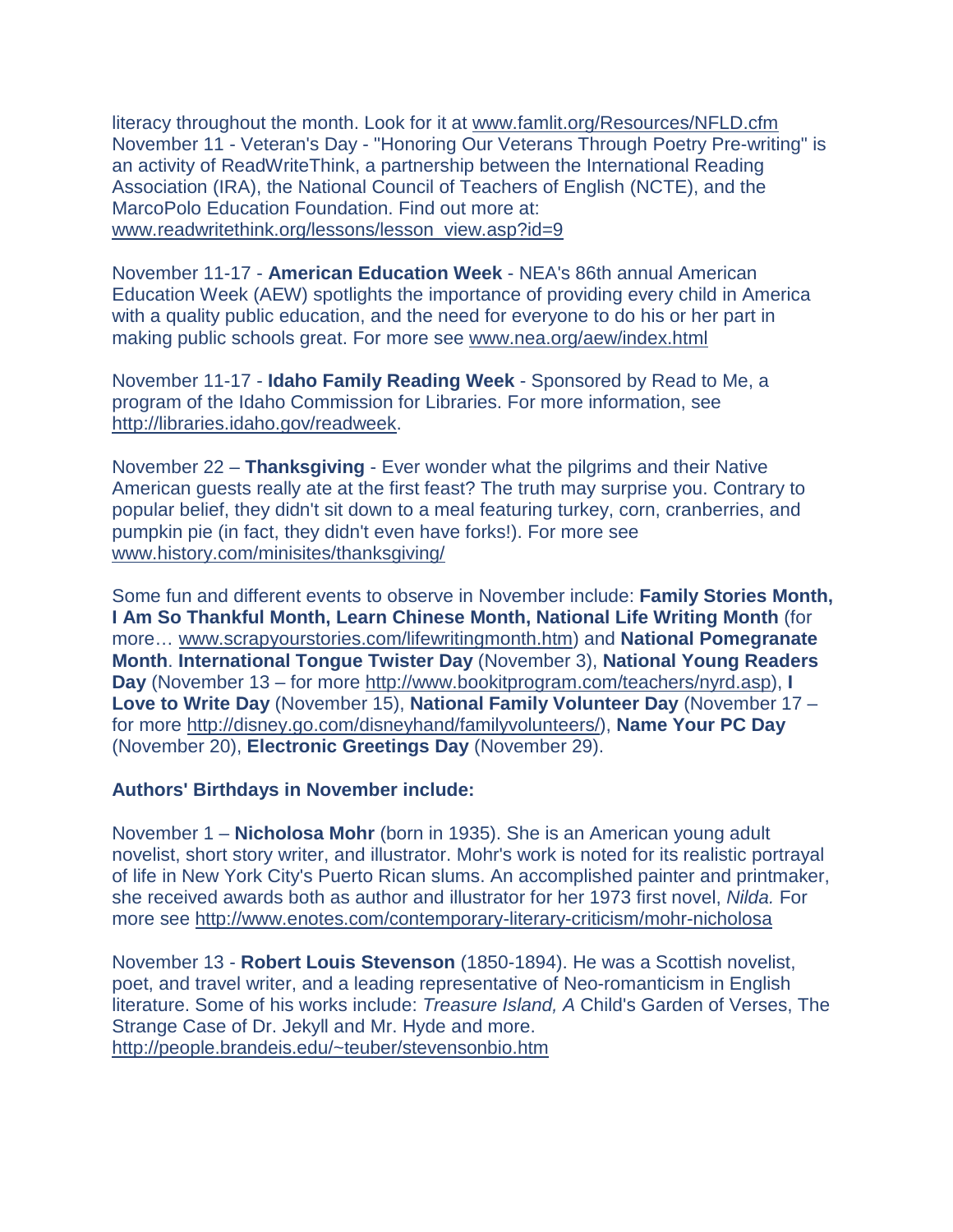literacy throughout the month. Look for it at www.famlit.org/Resources/NFLD.cfm
November 11 - Veteran's Day - "Honoring Our Veterans Through Poetry Pre-writing" is an activity of ReadWriteThink, a partnership between the International Reading Association (IRA), the National Council of Teachers of English (NCTE), and the MarcoPolo Education Foundation. Find out more at: www.readwritethink.org/lessons/lesson_view.asp?id=9

November 11-17 - **American Education Week** - NEA's 86th annual American Education Week (AEW) spotlights the importance of providing every child in America with a quality public education, and the need for everyone to do his or her part in making public schools great. For more see www.nea.org/aew/index.html

November 11-17 - **Idaho Family Reading Week** - Sponsored by Read to Me, a program of the Idaho Commission for Libraries. For more information, see http://libraries.idaho.gov/readweek.

November 22 – **Thanksgiving** - Ever wonder what the pilgrims and their Native American guests really ate at the first feast? The truth may surprise you. Contrary to popular belief, they didn't sit down to a meal featuring turkey, corn, cranberries, and pumpkin pie (in fact, they didn't even have forks!). For more see www.history.com/minisites/thanksgiving/

Some fun and different events to observe in November include: **Family Stories Month, I Am So Thankful Month, Learn Chinese Month, National Life Writing Month** (for more… www.scrapyourstories.com/lifewritingmonth.htm) and **National Pomegranate Month**. **International Tongue Twister Day** (November 3), **National Young Readers Day** (November 13 – for more http://www.bookitprogram.com/teachers/nyrd.asp), **I Love to Write Day** (November 15), **National Family Volunteer Day** (November 17 – for more http://disney.go.com/disneyhand/familyvolunteers/), **Name Your PC Day** (November 20), **Electronic Greetings Day** (November 29).

**Authors' Birthdays in November include:**

November 1 – **Nicholosa Mohr** (born in 1935). She is an American young adult novelist, short story writer, and illustrator. Mohr's work is noted for its realistic portrayal of life in New York City's Puerto Rican slums. An accomplished painter and printmaker, she received awards both as author and illustrator for her 1973 first novel, *Nilda.* For more see http://www.enotes.com/contemporary-literary-criticism/mohr-nicholosa

November 13 - **Robert Louis Stevenson** (1850-1894). He was a Scottish novelist, poet, and travel writer, and a leading representative of Neo-romanticism in English literature. Some of his works include: *Treasure Island, A* Child's Garden of Verses, The Strange Case of Dr. Jekyll and Mr. Hyde and more.
http://people.brandeis.edu/~teuber/stevensonbio.htm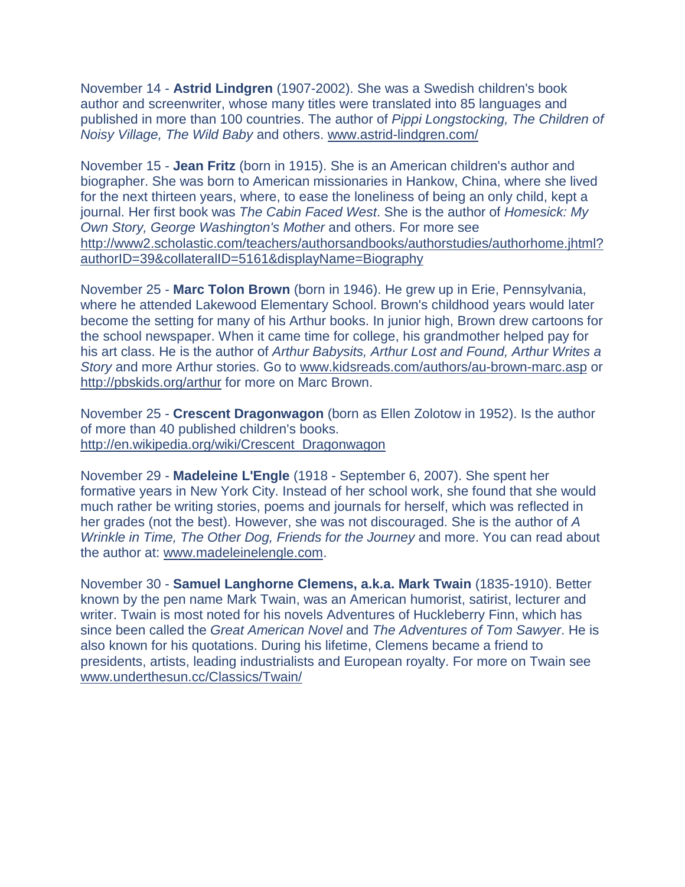November 14 - **Astrid Lindgren** (1907-2002). She was a Swedish children's book author and screenwriter, whose many titles were translated into 85 languages and published in more than 100 countries. The author of *Pippi Longstocking, The Children of Noisy Village, The Wild Baby* and others. [www.astrid-lindgren.com/](www.astrid-lindgren.com/)

November 15 - **Jean Fritz** (born in 1915). She is an American children's author and biographer. She was born to American missionaries in Hankow, China, where she lived for the next thirteen years, where, to ease the loneliness of being an only child, kept a journal. Her first book was *The Cabin Faced West*. She is the author of *Homesick: My Own Story, George Washington's Mother* and others. For more see [http://www2.scholastic.com/teachers/authorsandbooks/authorstudies/authorhome.jhtml?authorID=39&collateralID=5161&displayName=Biography](http://www2.scholastic.com/teachers/authorsandbooks/authorstudies/authorhome.jhtml?authorID=39&collateralID=5161&displayName=Biography)

November 25 - **Marc Tolon Brown** (born in 1946). He grew up in Erie, Pennsylvania, where he attended Lakewood Elementary School. Brown's childhood years would later become the setting for many of his Arthur books. In junior high, Brown drew cartoons for the school newspaper. When it came time for college, his grandmother helped pay for his art class. He is the author of *Arthur Babysits, Arthur Lost and Found, Arthur Writes a Story* and more Arthur stories. Go to [www.kidsreads.com/authors/au-brown-marc.asp](www.kidsreads.com/authors/au-brown-marc.asp) or [http://pbskids.org/arthur](http://pbskids.org/arthur) for more on Marc Brown.

November 25 - **Crescent Dragonwagon** (born as Ellen Zolotow in 1952). Is the author of more than 40 published children's books. [http://en.wikipedia.org/wiki/Crescent_Dragonwagon](http://en.wikipedia.org/wiki/Crescent_Dragonwagon)

November 29 - **Madeleine L'Engle** (1918 - September 6, 2007). She spent her formative years in New York City. Instead of her school work, she found that she would much rather be writing stories, poems and journals for herself, which was reflected in her grades (not the best). However, she was not discouraged. She is the author of *A Wrinkle in Time, The Other Dog, Friends for the Journey* and more. You can read about the author at: [www.madeleinelengle.com](www.madeleinelengle.com).

November 30 - **Samuel Langhorne Clemens, a.k.a. Mark Twain** (1835-1910). Better known by the pen name Mark Twain, was an American humorist, satirist, lecturer and writer. Twain is most noted for his novels Adventures of Huckleberry Finn, which has since been called the *Great American Novel* and *The Adventures of Tom Sawyer*. He is also known for his quotations. During his lifetime, Clemens became a friend to presidents, artists, leading industrialists and European royalty. For more on Twain see [www.underthesun.cc/Classics/Twain/](www.underthesun.cc/Classics/Twain/)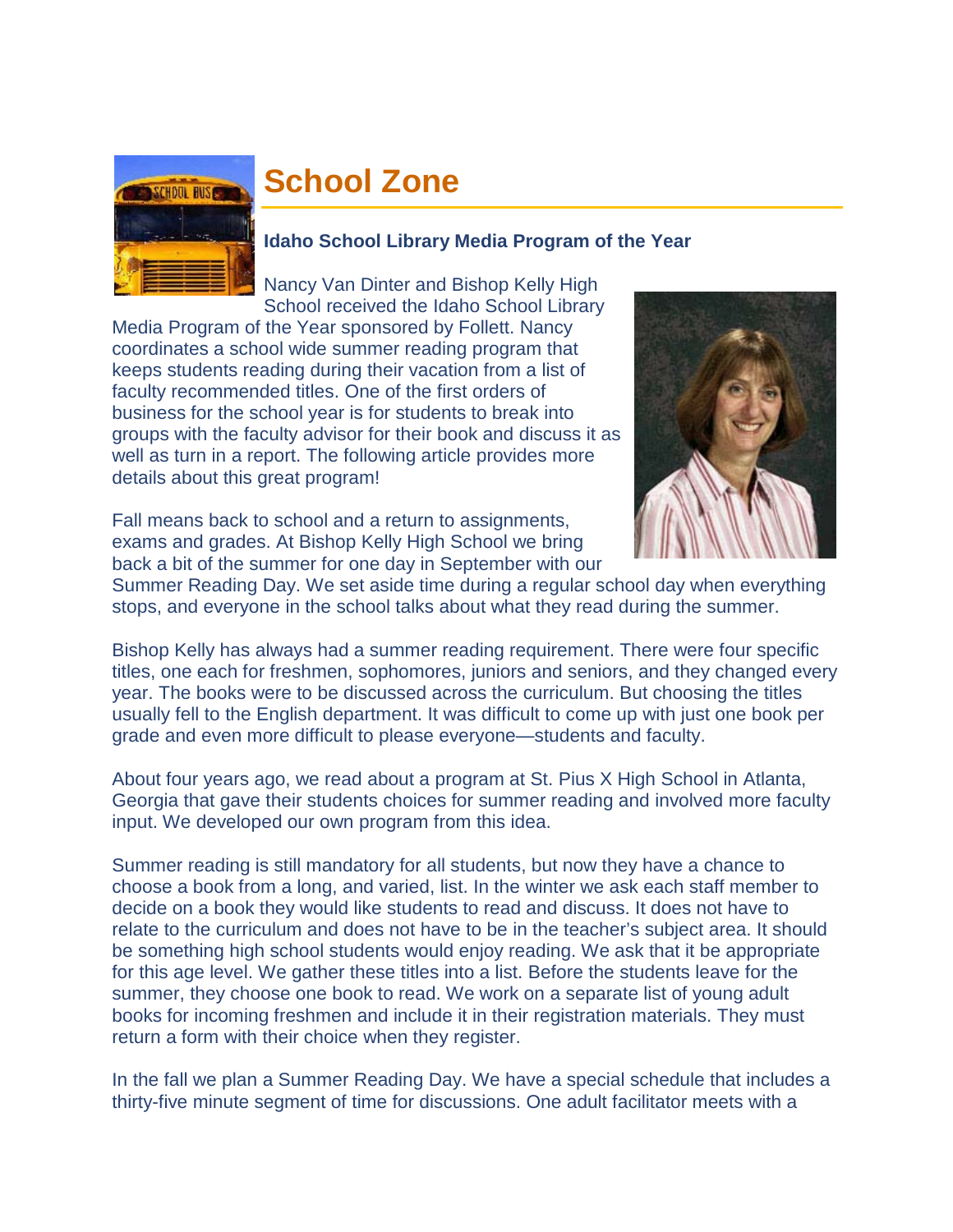# School Zone

### Idaho School Library Media Program of the Year

Nancy Van Dinter and Bishop Kelly High School received the Idaho School Library Media Program of the Year sponsored by Follett. Nancy coordinates a school wide summer reading program that keeps students reading during their vacation from a list of faculty recommended titles. One of the first orders of business for the school year is for students to break into groups with the faculty advisor for their book and discuss it as well as turn in a report. The following article provides more details about this great program!

Fall means back to school and a return to assignments, exams and grades. At Bishop Kelly High School we bring back a bit of the summer for one day in September with our Summer Reading Day. We set aside time during a regular school day when everything stops, and everyone in the school talks about what they read during the summer.

Bishop Kelly has always had a summer reading requirement. There were four specific titles, one each for freshmen, sophomores, juniors and seniors, and they changed every year. The books were to be discussed across the curriculum. But choosing the titles usually fell to the English department. It was difficult to come up with just one book per grade and even more difficult to please everyone—students and faculty.

About four years ago, we read about a program at St. Pius X High School in Atlanta, Georgia that gave their students choices for summer reading and involved more faculty input. We developed our own program from this idea.

Summer reading is still mandatory for all students, but now they have a chance to choose a book from a long, and varied, list. In the winter we ask each staff member to decide on a book they would like students to read and discuss. It does not have to relate to the curriculum and does not have to be in the teacher's subject area. It should be something high school students would enjoy reading. We ask that it be appropriate for this age level. We gather these titles into a list. Before the students leave for the summer, they choose one book to read. We work on a separate list of young adult books for incoming freshmen and include it in their registration materials. They must return a form with their choice when they register.

In the fall we plan a Summer Reading Day. We have a special schedule that includes a thirty-five minute segment of time for discussions. One adult facilitator meets with a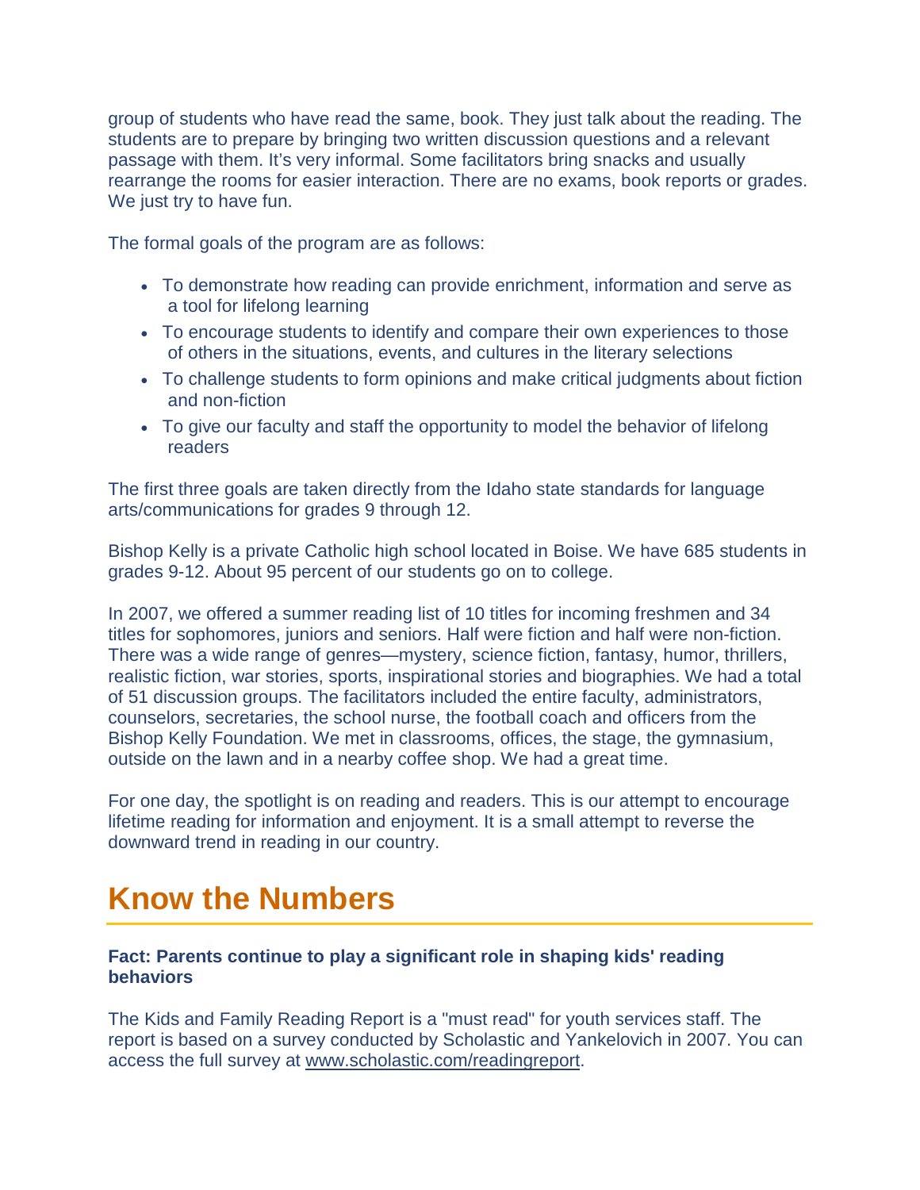group of students who have read the same, book. They just talk about the reading. The students are to prepare by bringing two written discussion questions and a relevant passage with them. It's very informal. Some facilitators bring snacks and usually rearrange the rooms for easier interaction. There are no exams, book reports or grades. We just try to have fun.

The formal goals of the program are as follows:

- To demonstrate how reading can provide enrichment, information and serve as a tool for lifelong learning
- To encourage students to identify and compare their own experiences to those of others in the situations, events, and cultures in the literary selections
- To challenge students to form opinions and make critical judgments about fiction and non-fiction
- To give our faculty and staff the opportunity to model the behavior of lifelong readers

The first three goals are taken directly from the Idaho state standards for language arts/communications for grades 9 through 12.

Bishop Kelly is a private Catholic high school located in Boise. We have 685 students in grades 9-12. About 95 percent of our students go on to college.

In 2007, we offered a summer reading list of 10 titles for incoming freshmen and 34 titles for sophomores, juniors and seniors. Half were fiction and half were non-fiction. There was a wide range of genres—mystery, science fiction, fantasy, humor, thrillers, realistic fiction, war stories, sports, inspirational stories and biographies. We had a total of 51 discussion groups. The facilitators included the entire faculty, administrators, counselors, secretaries, the school nurse, the football coach and officers from the Bishop Kelly Foundation. We met in classrooms, offices, the stage, the gymnasium, outside on the lawn and in a nearby coffee shop. We had a great time.

For one day, the spotlight is on reading and readers. This is our attempt to encourage lifetime reading for information and enjoyment. It is a small attempt to reverse the downward trend in reading in our country.

# Know the Numbers

**Fact: Parents continue to play a significant role in shaping kids' reading behaviors**

The Kids and Family Reading Report is a "must read" for youth services staff. The report is based on a survey conducted by Scholastic and Yankelovich in 2007. You can access the full survey at www.scholastic.com/readingreport.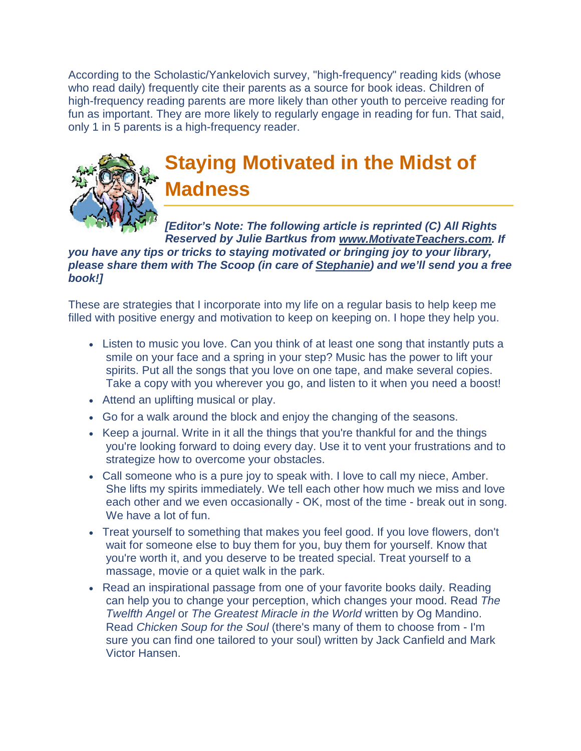According to the Scholastic/Yankelovich survey, "high-frequency" reading kids (whose who read daily) frequently cite their parents as a source for book ideas. Children of high-frequency reading parents are more likely than other youth to perceive reading for fun as important. They are more likely to regularly engage in reading for fun. That said, only 1 in 5 parents is a high-frequency reader.

## Staying Motivated in the Midst of Madness

***[Editor's Note: The following article is reprinted (C) All Rights Reserved by Julie Bartkus from www.MotivateTeachers.com. If you have any tips or tricks to staying motivated or bringing joy to your library, please share them with The Scoop (in care of Stephanie) and we'll send you a free book!]***

These are strategies that I incorporate into my life on a regular basis to help keep me filled with positive energy and motivation to keep on keeping on. I hope they help you.

- Listen to music you love. Can you think of at least one song that instantly puts a smile on your face and a spring in your step? Music has the power to lift your spirits. Put all the songs that you love on one tape, and make several copies. Take a copy with you wherever you go, and listen to it when you need a boost!
- Attend an uplifting musical or play.
- Go for a walk around the block and enjoy the changing of the seasons.
- Keep a journal. Write in it all the things that you're thankful for and the things you're looking forward to doing every day. Use it to vent your frustrations and to strategize how to overcome your obstacles.
- Call someone who is a pure joy to speak with. I love to call my niece, Amber. She lifts my spirits immediately. We tell each other how much we miss and love each other and we even occasionally - OK, most of the time - break out in song. We have a lot of fun.
- Treat yourself to something that makes you feel good. If you love flowers, don't wait for someone else to buy them for you, buy them for yourself. Know that you're worth it, and you deserve to be treated special. Treat yourself to a massage, movie or a quiet walk in the park.
- Read an inspirational passage from one of your favorite books daily. Reading can help you to change your perception, which changes your mood. Read *The Twelfth Angel* or *The Greatest Miracle in the World* written by Og Mandino. Read *Chicken Soup for the Soul* (there's many of them to choose from - I'm sure you can find one tailored to your soul) written by Jack Canfield and Mark Victor Hansen.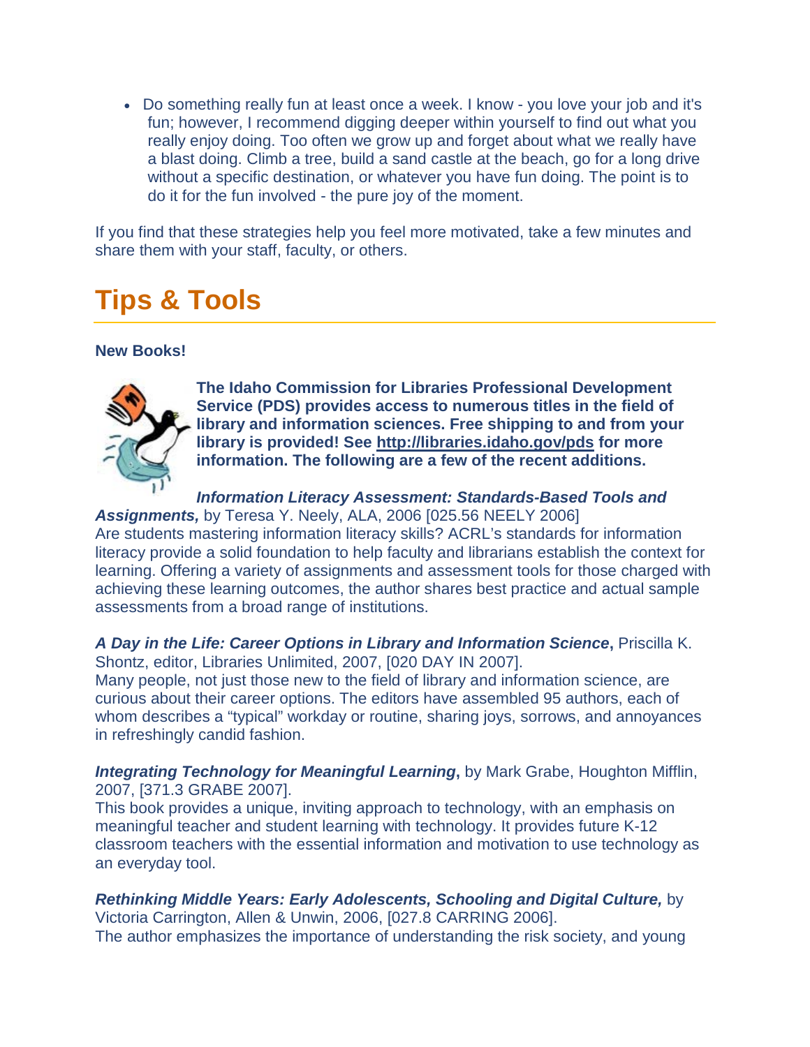- Do something really fun at least once a week. I know - you love your job and it's fun; however, I recommend digging deeper within yourself to find out what you really enjoy doing. Too often we grow up and forget about what we really have a blast doing. Climb a tree, build a sand castle at the beach, go for a long drive without a specific destination, or whatever you have fun doing. The point is to do it for the fun involved - the pure joy of the moment.

If you find that these strategies help you feel more motivated, take a few minutes and share them with your staff, faculty, or others.

# Tips & Tools

**New Books!**

**The Idaho Commission for Libraries Professional Development Service (PDS) provides access to numerous titles in the field of library and information sciences. Free shipping to and from your library is provided! See http://libraries.idaho.gov/pds for more information. The following are a few of the recent additions.**

***Information Literacy Assessment: Standards-Based Tools and Assignments,*** by Teresa Y. Neely, ALA, 2006 [025.56 NEELY 2006]
Are students mastering information literacy skills? ACRL's standards for information literacy provide a solid foundation to help faculty and librarians establish the context for learning. Offering a variety of assignments and assessment tools for those charged with achieving these learning outcomes, the author shares best practice and actual sample assessments from a broad range of institutions.

***A Day in the Life: Career Options in Library and Information Science*****,** Priscilla K. Shontz, editor, Libraries Unlimited, 2007, [020 DAY IN 2007].
Many people, not just those new to the field of library and information science, are curious about their career options. The editors have assembled 95 authors, each of whom describes a "typical" workday or routine, sharing joys, sorrows, and annoyances in refreshingly candid fashion.

***Integrating Technology for Meaningful Learning*****,** by Mark Grabe, Houghton Mifflin, 2007, [371.3 GRABE 2007].
This book provides a unique, inviting approach to technology, with an emphasis on meaningful teacher and student learning with technology. It provides future K-12 classroom teachers with the essential information and motivation to use technology as an everyday tool.

***Rethinking Middle Years: Early Adolescents, Schooling and Digital Culture,*** by Victoria Carrington, Allen & Unwin, 2006, [027.8 CARRING 2006].
The author emphasizes the importance of understanding the risk society, and young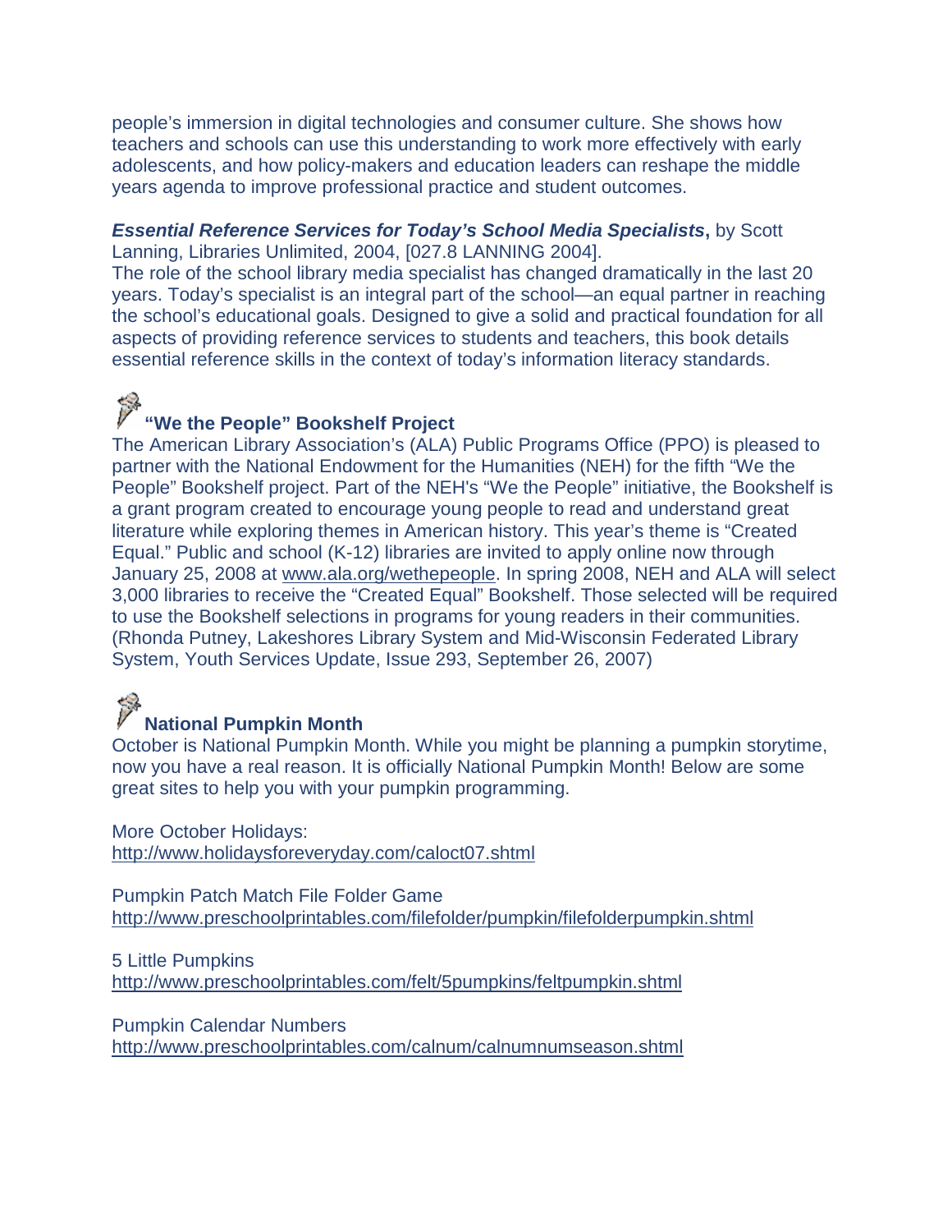people's immersion in digital technologies and consumer culture. She shows how teachers and schools can use this understanding to work more effectively with early adolescents, and how policy-makers and education leaders can reshape the middle years agenda to improve professional practice and student outcomes.

***Essential Reference Services for Today's School Media Specialists*****,** by Scott Lanning, Libraries Unlimited, 2004, [027.8 LANNING 2004].
The role of the school library media specialist has changed dramatically in the last 20 years. Today's specialist is an integral part of the school—an equal partner in reaching the school's educational goals. Designed to give a solid and practical foundation for all aspects of providing reference services to students and teachers, this book details essential reference skills in the context of today's information literacy standards.

### "We the People" Bookshelf Project

The American Library Association's (ALA) Public Programs Office (PPO) is pleased to partner with the National Endowment for the Humanities (NEH) for the fifth "We the People" Bookshelf project. Part of the NEH's "We the People" initiative, the Bookshelf is a grant program created to encourage young people to read and understand great literature while exploring themes in American history. This year's theme is "Created Equal." Public and school (K-12) libraries are invited to apply online now through January 25, 2008 at www.ala.org/wethepeople. In spring 2008, NEH and ALA will select 3,000 libraries to receive the "Created Equal" Bookshelf. Those selected will be required to use the Bookshelf selections in programs for young readers in their communities. (Rhonda Putney, Lakeshores Library System and Mid-Wisconsin Federated Library System, Youth Services Update, Issue 293, September 26, 2007)

### National Pumpkin Month

October is National Pumpkin Month. While you might be planning a pumpkin storytime, now you have a real reason. It is officially National Pumpkin Month! Below are some great sites to help you with your pumpkin programming.

More October Holidays:
http://www.holidaysforeveryday.com/caloct07.shtml

Pumpkin Patch Match File Folder Game
http://www.preschoolprintables.com/filefolder/pumpkin/filefolderpumpkin.shtml

5 Little Pumpkins
http://www.preschoolprintables.com/felt/5pumpkins/feltpumpkin.shtml

Pumpkin Calendar Numbers
http://www.preschoolprintables.com/calnum/calnumnumseason.shtml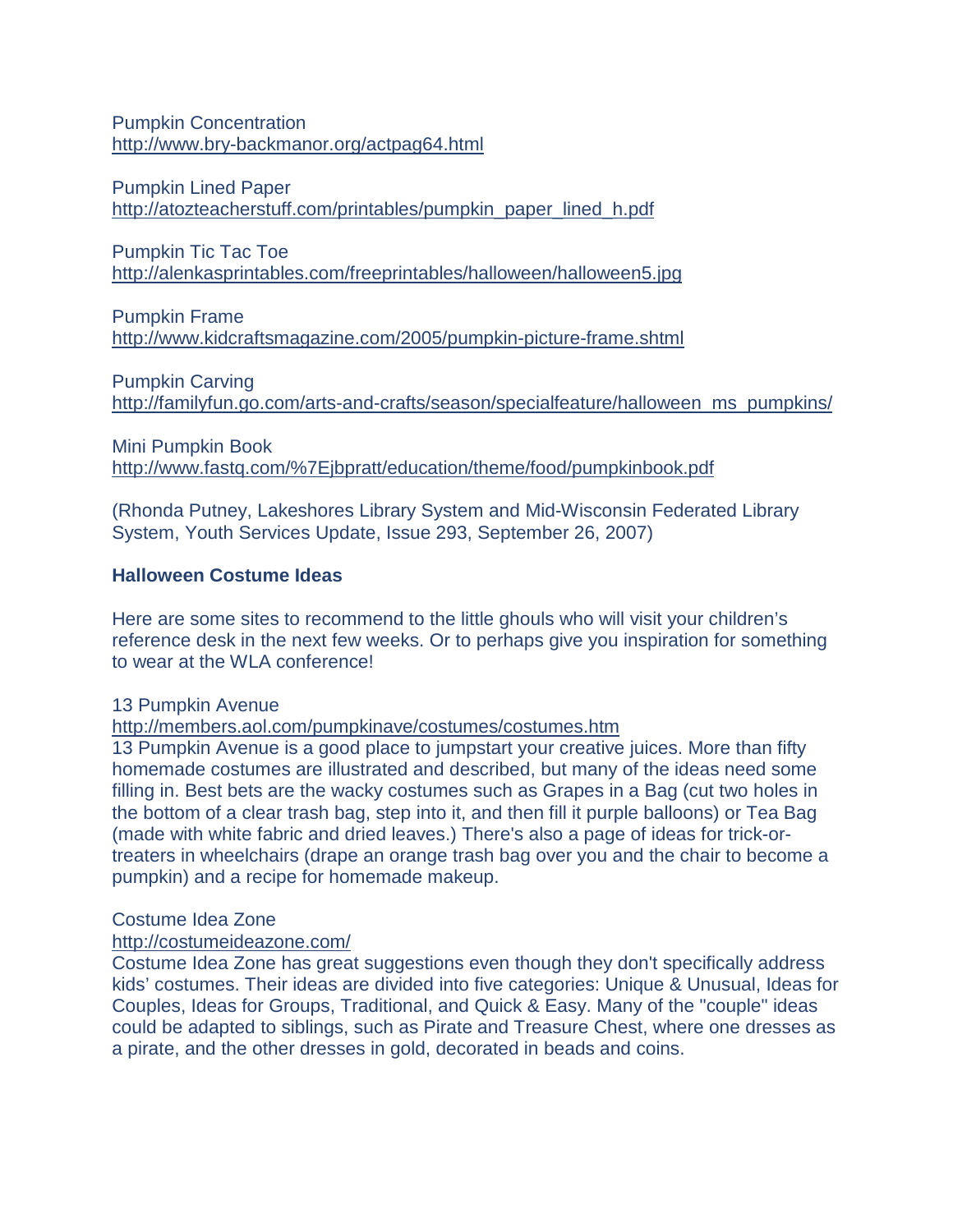Pumpkin Concentration
http://www.bry-backmanor.org/actpag64.html

Pumpkin Lined Paper
http://atozteacherstuff.com/printables/pumpkin_paper_lined_h.pdf

Pumpkin Tic Tac Toe
http://alenkasprintables.com/freeprintables/halloween/halloween5.jpg

Pumpkin Frame
http://www.kidcraftsmagazine.com/2005/pumpkin-picture-frame.shtml

Pumpkin Carving
http://familyfun.go.com/arts-and-crafts/season/specialfeature/halloween_ms_pumpkins/

Mini Pumpkin Book
http://www.fastq.com/%7Ejbpratt/education/theme/food/pumpkinbook.pdf

(Rhonda Putney, Lakeshores Library System and Mid-Wisconsin Federated Library System, Youth Services Update, Issue 293, September 26, 2007)

**Halloween Costume Ideas**

Here are some sites to recommend to the little ghouls who will visit your children's reference desk in the next few weeks. Or to perhaps give you inspiration for something to wear at the WLA conference!

13 Pumpkin Avenue
http://members.aol.com/pumpkinave/costumes/costumes.htm
13 Pumpkin Avenue is a good place to jumpstart your creative juices. More than fifty homemade costumes are illustrated and described, but many of the ideas need some filling in. Best bets are the wacky costumes such as Grapes in a Bag (cut two holes in the bottom of a clear trash bag, step into it, and then fill it purple balloons) or Tea Bag (made with white fabric and dried leaves.) There's also a page of ideas for trick-or-treaters in wheelchairs (drape an orange trash bag over you and the chair to become a pumpkin) and a recipe for homemade makeup.

Costume Idea Zone
http://costumeideazone.com/
Costume Idea Zone has great suggestions even though they don't specifically address kids' costumes. Their ideas are divided into five categories: Unique & Unusual, Ideas for Couples, Ideas for Groups, Traditional, and Quick & Easy. Many of the "couple" ideas could be adapted to siblings, such as Pirate and Treasure Chest, where one dresses as a pirate, and the other dresses in gold, decorated in beads and coins.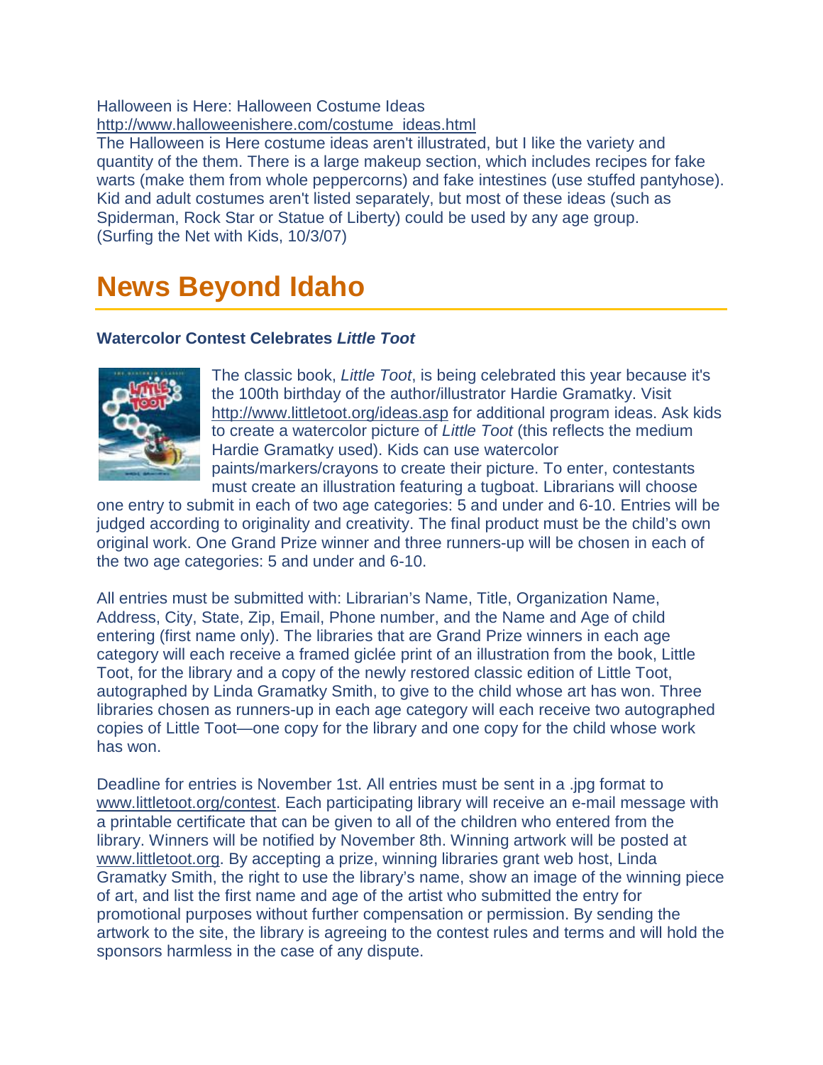Halloween is Here: Halloween Costume Ideas
http://www.halloweenishere.com/costume_ideas.html
The Halloween is Here costume ideas aren't illustrated, but I like the variety and quantity of the them. There is a large makeup section, which includes recipes for fake warts (make them from whole peppercorns) and fake intestines (use stuffed pantyhose). Kid and adult costumes aren't listed separately, but most of these ideas (such as Spiderman, Rock Star or Statue of Liberty) could be used by any age group.
(Surfing the Net with Kids, 10/3/07)

# News Beyond Idaho

### Watercolor Contest Celebrates *Little Toot*

The classic book, *Little Toot*, is being celebrated this year because it's the 100th birthday of the author/illustrator Hardie Gramatky. Visit http://www.littletoot.org/ideas.asp for additional program ideas. Ask kids to create a watercolor picture of *Little Toot* (this reflects the medium Hardie Gramatky used). Kids can use watercolor paints/markers/crayons to create their picture. To enter, contestants must create an illustration featuring a tugboat. Librarians will choose one entry to submit in each of two age categories: 5 and under and 6-10. Entries will be judged according to originality and creativity. The final product must be the child's own original work. One Grand Prize winner and three runners-up will be chosen in each of the two age categories: 5 and under and 6-10.

All entries must be submitted with: Librarian's Name, Title, Organization Name, Address, City, State, Zip, Email, Phone number, and the Name and Age of child entering (first name only). The libraries that are Grand Prize winners in each age category will each receive a framed giclée print of an illustration from the book, Little Toot, for the library and a copy of the newly restored classic edition of Little Toot, autographed by Linda Gramatky Smith, to give to the child whose art has won. Three libraries chosen as runners-up in each age category will each receive two autographed copies of Little Toot—one copy for the library and one copy for the child whose work has won.

Deadline for entries is November 1st. All entries must be sent in a .jpg format to www.littletoot.org/contest. Each participating library will receive an e-mail message with a printable certificate that can be given to all of the children who entered from the library. Winners will be notified by November 8th. Winning artwork will be posted at www.littletoot.org. By accepting a prize, winning libraries grant web host, Linda Gramatky Smith, the right to use the library's name, show an image of the winning piece of art, and list the first name and age of the artist who submitted the entry for promotional purposes without further compensation or permission. By sending the artwork to the site, the library is agreeing to the contest rules and terms and will hold the sponsors harmless in the case of any dispute.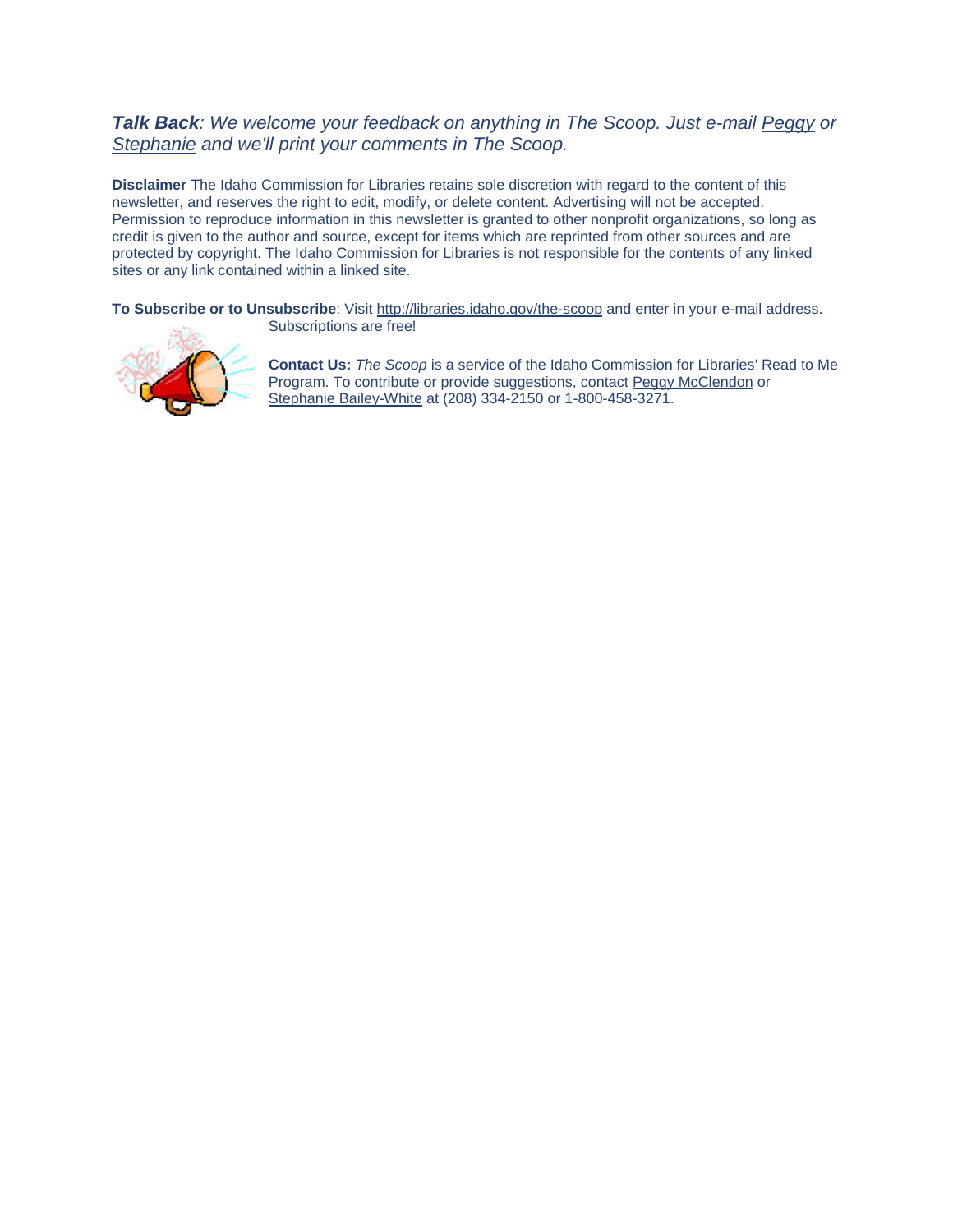***Talk Back**: We welcome your feedback on anything in The Scoop. Just e-mail Peggy or Stephanie and we'll print your comments in The Scoop.*

**Disclaimer** The Idaho Commission for Libraries retains sole discretion with regard to the content of this newsletter, and reserves the right to edit, modify, or delete content. Advertising will not be accepted. Permission to reproduce information in this newsletter is granted to other nonprofit organizations, so long as credit is given to the author and source, except for items which are reprinted from other sources and are protected by copyright. The Idaho Commission for Libraries is not responsible for the contents of any linked sites or any link contained within a linked site.

**To Subscribe or to Unsubscribe**: Visit http://libraries.idaho.gov/the-scoop and enter in your e-mail address. Subscriptions are free!

**Contact Us:** *The Scoop* is a service of the Idaho Commission for Libraries' Read to Me Program. To contribute or provide suggestions, contact Peggy McClendon or Stephanie Bailey-White at (208) 334-2150 or 1-800-458-3271.